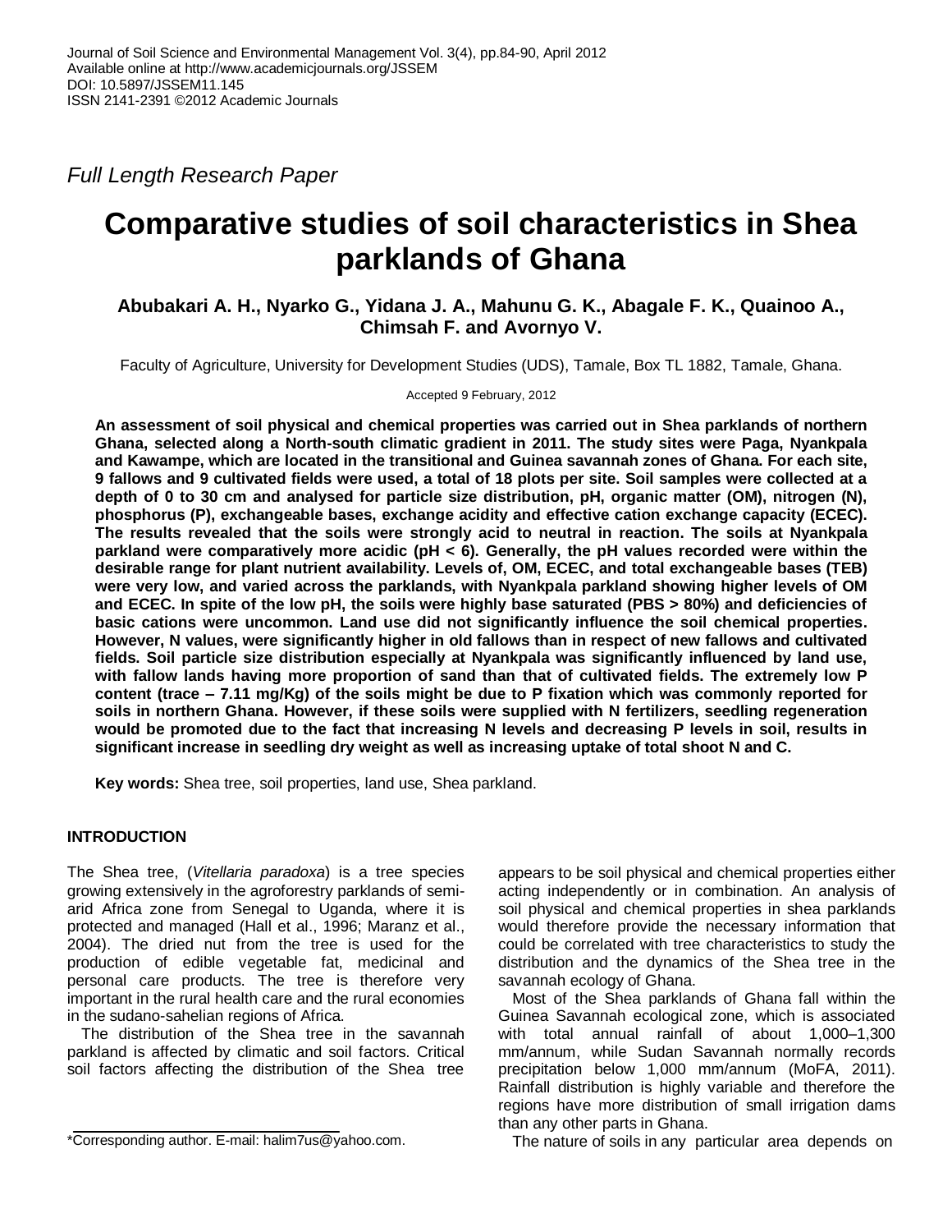*Full Length Research Paper*

# Comparative studies of soil characteristics in Shea parklands of Ghana

**Abubakari A. H., Nyarko G., Yidana J. A., Mahunu G. K., Abagale F. K., Quainoo A., Chimsah F. and Avornyo V.**

Faculty of Agriculture, University for Development Studies (UDS), Tamale, Box TL 1882, Tamale, Ghana.

Accepted 9 February, 2012

**An assessment of soil physical and chemical properties was carried out in Shea parklands of northern Ghana, selected along a North-south climatic gradient in 2011. The study sites were Paga, Nyankpala and Kawampe, which are located in the transitional and Guinea savannah zones of Ghana. For each site, 9 fallows and 9 cultivated fields were used, a total of 18 plots per site. Soil samples were collected at a depth of 0 to 30 cm and analysed for particle size distribution, pH, organic matter (OM), nitrogen (N), phosphorus (P), exchangeable bases, exchange acidity and effective cation exchange capacity (ECEC). The results revealed that the soils were strongly acid to neutral in reaction. The soils at Nyankpala parkland were comparatively more acidic (pH < 6). Generally, the pH values recorded were within the desirable range for plant nutrient availability. Levels of, OM, ECEC, and total exchangeable bases (TEB) were very low, and varied across the parklands, with Nyankpala parkland showing higher levels of OM and ECEC. In spite of the low pH, the soils were highly base saturated (PBS > 80%) and deficiencies of basic cations were uncommon. Land use did not significantly influence the soil chemical properties. However, N values, were significantly higher in old fallows than in respect of new fallows and cultivated fields. Soil particle size distribution especially at Nyankpala was significantly influenced by land use, with fallow lands having more proportion of sand than that of cultivated fields. The extremely low P content (trace – 7.11 mg/Kg) of the soils might be due to P fixation which was commonly reported for soils in northern Ghana. However, if these soils were supplied with N fertilizers, seedling regeneration would be promoted due to the fact that increasing N levels and decreasing P levels in soil, results in significant increase in seedling dry weight as well as increasing uptake of total shoot N and C.**

**Key words:** Shea tree, soil properties, land use, Shea parkland.

## INTRODUCTION

The Shea tree, (*Vitellaria paradoxa*) is a tree species growing extensively in the agroforestry parklands of semi-arid Africa zone from Senegal to Uganda, where it is protected and managed (Hall et al., 1996; Maranz et al., 2004). The dried nut from the tree is used for the production of edible vegetable fat, medicinal and personal care products. The tree is therefore very important in the rural health care and the rural economies in the sudano-sahelian regions of Africa.

The distribution of the Shea tree in the savannah parkland is affected by climatic and soil factors. Critical soil factors affecting the distribution of the Shea tree appears to be soil physical and chemical properties either acting independently or in combination. An analysis of soil physical and chemical properties in shea parklands would therefore provide the necessary information that could be correlated with tree characteristics to study the distribution and the dynamics of the Shea tree in the savannah ecology of Ghana.

Most of the Shea parklands of Ghana fall within the Guinea Savannah ecological zone, which is associated with total annual rainfall of about 1,000–1,300 mm/annum, while Sudan Savannah normally records precipitation below 1,000 mm/annum (MoFA, 2011). Rainfall distribution is highly variable and therefore the regions have more distribution of small irrigation dams than any other parts in Ghana.

The nature of soils in any particular area depends on

*Corresponding author. E-mail: halim7us@yahoo.com.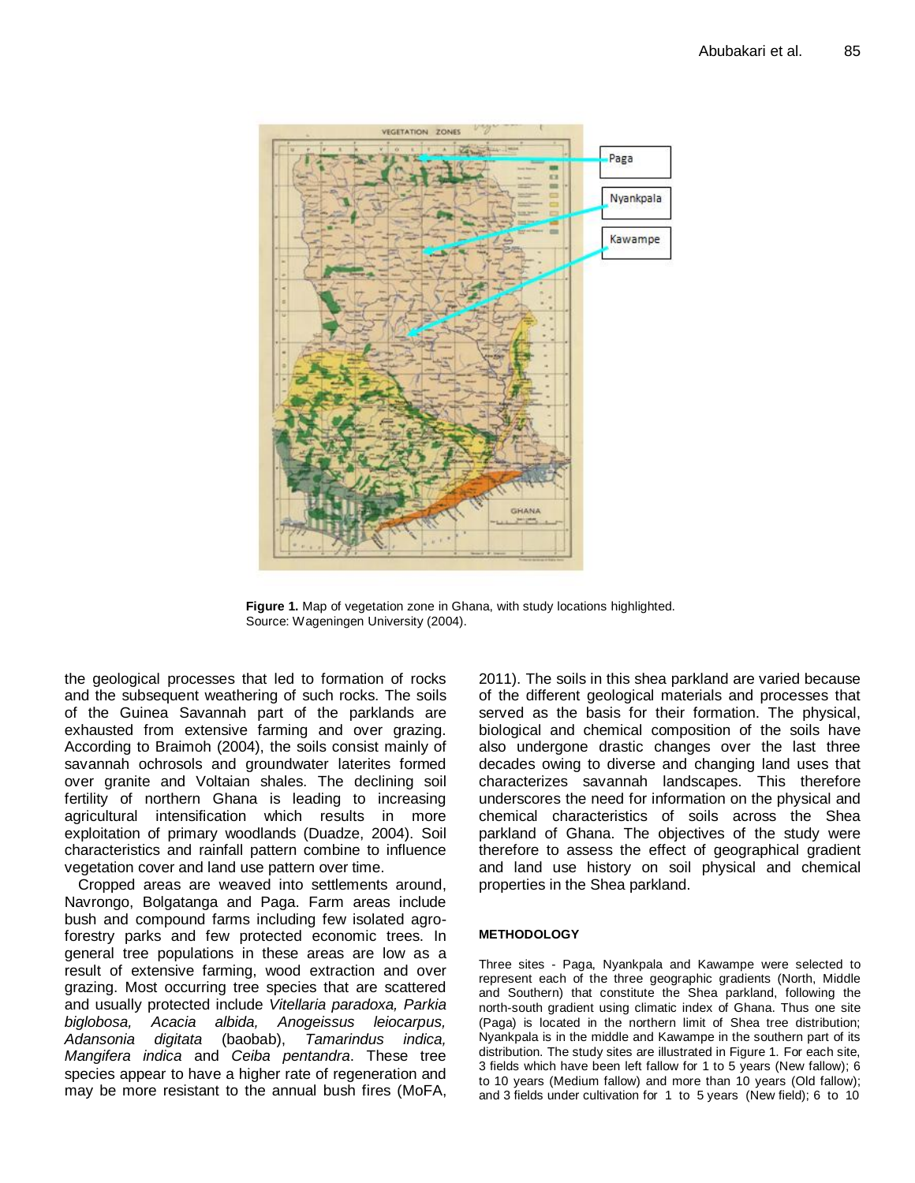Figure 1. Map of vegetation zone in Ghana, with study locations highlighted. Source: Wageningen University (2004).

the geological processes that led to formation of rocks and the subsequent weathering of such rocks. The soils of the Guinea Savannah part of the parklands are exhausted from extensive farming and over grazing. According to Braimoh (2004), the soils consist mainly of savannah ochrosols and groundwater laterites formed over granite and Voltaian shales. The declining soil fertility of northern Ghana is leading to increasing agricultural intensification which results in more exploitation of primary woodlands (Duadze, 2004). Soil characteristics and rainfall pattern combine to influence vegetation cover and land use pattern over time.

Cropped areas are weaved into settlements around, Navrongo, Bolgatanga and Paga. Farm areas include bush and compound farms including few isolated agro-forestry parks and few protected economic trees. In general tree populations in these areas are low as a result of extensive farming, wood extraction and over grazing. Most occurring tree species that are scattered and usually protected include *Vitellaria paradoxa, Parkia biglobosa, Acacia albida, Anogeissus leiocarpus, Adansonia digitata* (baobab), *Tamarindus indica, Mangifera indica* and *Ceiba pentandra*. These tree species appear to have a higher rate of regeneration and may be more resistant to the annual bush fires (MoFA, 2011). The soils in this shea parkland are varied because of the different geological materials and processes that served as the basis for their formation. The physical, biological and chemical composition of the soils have also undergone drastic changes over the last three decades owing to diverse and changing land uses that characterizes savannah landscapes. This therefore underscores the need for information on the physical and chemical characteristics of soils across the Shea parkland of Ghana. The objectives of the study were therefore to assess the effect of geographical gradient and land use history on soil physical and chemical properties in the Shea parkland.

## METHODOLOGY

Three sites - Paga, Nyankpala and Kawampe were selected to represent each of the three geographic gradients (North, Middle and Southern) that constitute the Shea parkland, following the north-south gradient using climatic index of Ghana. Thus one site (Paga) is located in the northern limit of Shea tree distribution; Nyankpala is in the middle and Kawampe in the southern part of its distribution. The study sites are illustrated in Figure 1. For each site, 3 fields which have been left fallow for 1 to 5 years (New fallow); 6 to 10 years (Medium fallow) and more than 10 years (Old fallow); and 3 fields under cultivation for 1 to 5 years (New field); 6 to 10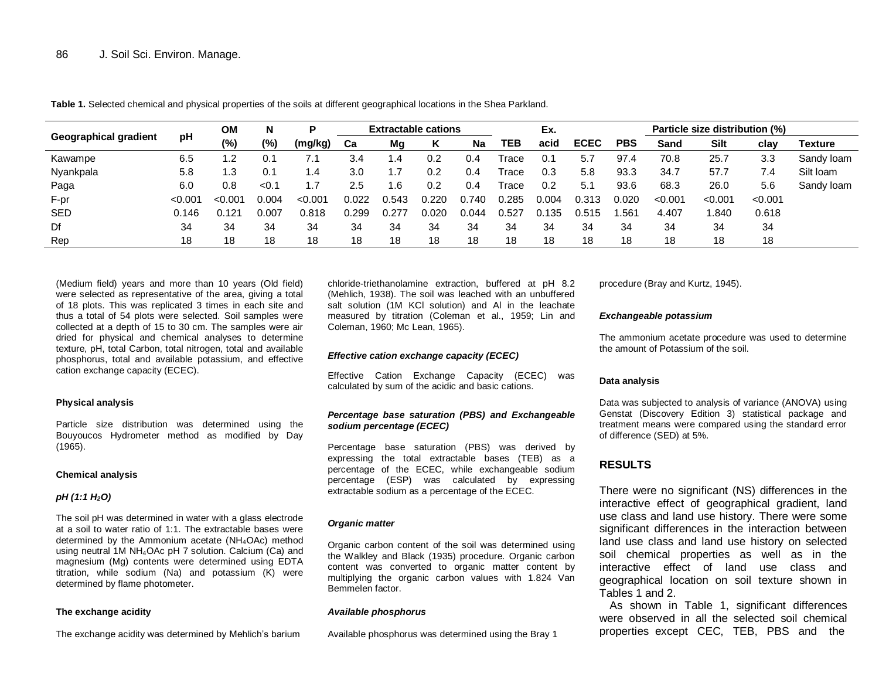**Table 1.** Selected chemical and physical properties of the soils at different geographical locations in the Shea Parkland.

| Geographical gradient | pH | OM (%) | N (%) | P (mg/kg) | Extractable cations | | | | TEB | Ex. acid | ECEC | PBS | Particle size distribution (%) | | | Texture |
|---|---|---|---|---|---|---|---|---|---|---|---|---|---|---|---|---|
| | | | | | Ca | Mg | K | Na | | | | | Sand | Silt | clay | |
| Kawampe | 6.5 | 1.2 | 0.1 | 7.1 | 3.4 | 1.4 | 0.2 | 0.4 | Trace | 0.1 | 5.7 | 97.4 | 70.8 | 25.7 | 3.3 | Sandy loam |
| Nyankpala | 5.8 | 1.3 | 0.1 | 1.4 | 3.0 | 1.7 | 0.2 | 0.4 | Trace | 0.3 | 5.8 | 93.3 | 34.7 | 57.7 | 7.4 | Silt loam |
| Paga | 6.0 | 0.8 | <0.1 | 1.7 | 2.5 | 1.6 | 0.2 | 0.4 | Trace | 0.2 | 5.1 | 93.6 | 68.3 | 26.0 | 5.6 | Sandy loam |
| F-pr | <0.001 | <0.001 | 0.004 | <0.001 | 0.022 | 0.543 | 0.220 | 0.740 | 0.285 | 0.004 | 0.313 | 0.020 | <0.001 | <0.001 | <0.001 | |
| SED | 0.146 | 0.121 | 0.007 | 0.818 | 0.299 | 0.277 | 0.020 | 0.044 | 0.527 | 0.135 | 0.515 | 1.561 | 4.407 | 1.840 | 0.618 | |
| Df | 34 | 34 | 34 | 34 | 34 | 34 | 34 | 34 | 34 | 34 | 34 | 34 | 34 | 34 | 34 | |
| Rep | 18 | 18 | 18 | 18 | 18 | 18 | 18 | 18 | 18 | 18 | 18 | 18 | 18 | 18 | 18 | |

(Medium field) years and more than 10 years (Old field) were selected as representative of the area, giving a total of 18 plots. This was replicated 3 times in each site and thus a total of 54 plots were selected. Soil samples were collected at a depth of 15 to 30 cm. The samples were air dried for physical and chemical analyses to determine texture, pH, total Carbon, total nitrogen, total and available phosphorus, total and available potassium, and effective cation exchange capacity (ECEC).

#### Physical analysis

Particle size distribution was determined using the Bouyoucos Hydrometer method as modified by Day (1965).

#### Chemical analysis

##### *pH (1:1 $H_2O$)*

The soil pH was determined in water with a glass electrode at a soil to water ratio of 1:1. The extractable bases were determined by the Ammonium acetate ($NH_4OAc$) method using neutral 1M $NH_4OAc$ pH 7 solution. Calcium (Ca) and magnesium (Mg) contents were determined using EDTA titration, while sodium (Na) and potassium (K) were determined by flame photometer.

#### The exchange acidity

The exchange acidity was determined by Mehlich's barium chloride-triethanolamine extraction, buffered at pH 8.2 (Mehlich, 1938). The soil was leached with an unbuffered salt solution (1M KCl solution) and Al in the leachate measured by titration (Coleman et al., 1959; Lin and Coleman, 1960; Mc Lean, 1965).

##### *Effective cation exchange capacity (ECEC)*

Effective Cation Exchange Capacity (ECEC) was calculated by sum of the acidic and basic cations.

##### *Percentage base saturation (PBS) and Exchangeable sodium percentage (ECEC)*

Percentage base saturation (PBS) was derived by expressing the total extractable bases (TEB) as a percentage of the ECEC, while exchangeable sodium percentage (ESP) was calculated by expressing extractable sodium as a percentage of the ECEC.

##### *Organic matter*

Organic carbon content of the soil was determined using the Walkley and Black (1935) procedure. Organic carbon content was converted to organic matter content by multiplying the organic carbon values with 1.824 Van Bemmelen factor.

##### *Available phosphorus*

Available phosphorus was determined using the Bray 1 procedure (Bray and Kurtz, 1945).

##### *Exchangeable potassium*

The ammonium acetate procedure was used to determine the amount of Potassium of the soil.

#### Data analysis

Data was subjected to analysis of variance (ANOVA) using Genstat (Discovery Edition 3) statistical package and treatment means were compared using the standard error of difference (SED) at 5%.

## RESULTS

There were no significant (NS) differences in the interactive effect of geographical gradient, land use class and land use history. There were some significant differences in the interaction between land use class and land use history on selected soil chemical properties as well as in the interactive effect of land use class and geographical location on soil texture shown in Tables 1 and 2.

As shown in Table 1, significant differences were observed in all the selected soil chemical properties except CEC, TEB, PBS and the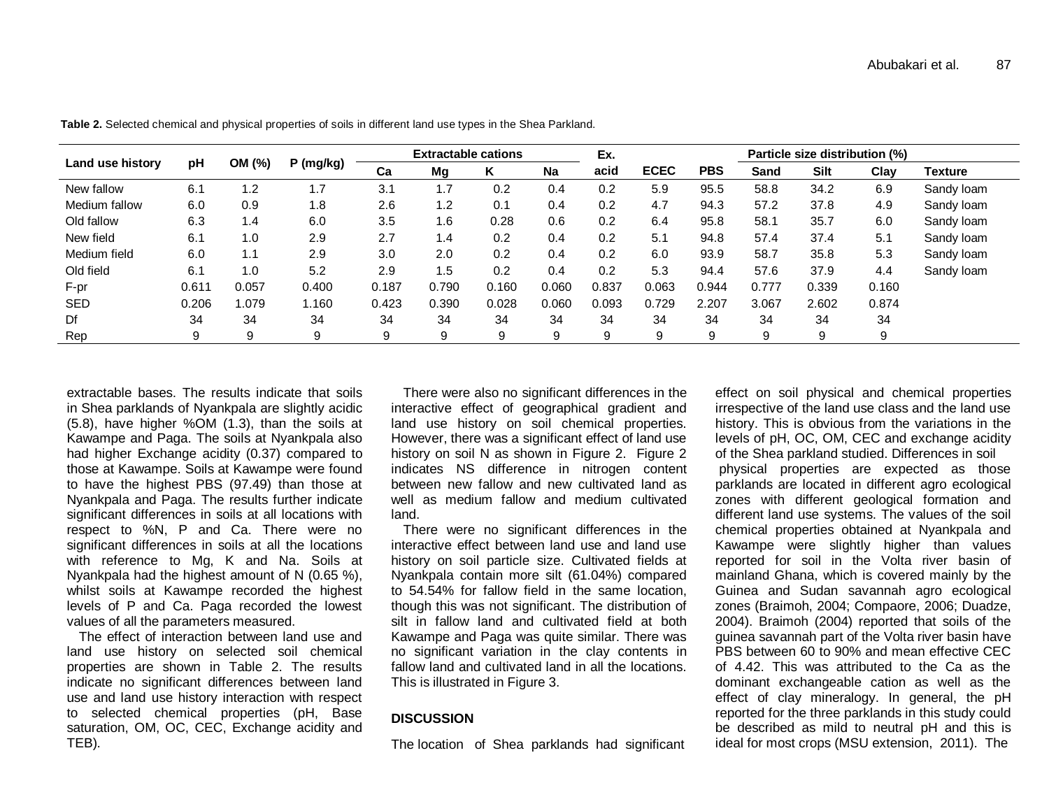**Table 2.** Selected chemical and physical properties of soils in different land use types in the Shea Parkland.

| Land use history | pH | OM (%) | P (mg/kg) | Extractable cations | | | | Ex. acid | ECEC | PBS | Particle size distribution (%) | | | |
|---|---|---|---|---|---|---|---|---|---|---|---|---|---|---|
| | | | | Ca | Mg | K | Na | | | | Sand | Silt | Clay | Texture |
| New fallow | 6.1 | 1.2 | 1.7 | 3.1 | 1.7 | 0.2 | 0.4 | 0.2 | 5.9 | 95.5 | 58.8 | 34.2 | 6.9 | Sandy loam |
| Medium fallow | 6.0 | 0.9 | 1.8 | 2.6 | 1.2 | 0.1 | 0.4 | 0.2 | 4.7 | 94.3 | 57.2 | 37.8 | 4.9 | Sandy loam |
| Old fallow | 6.3 | 1.4 | 6.0 | 3.5 | 1.6 | 0.28 | 0.6 | 0.2 | 6.4 | 95.8 | 58.1 | 35.7 | 6.0 | Sandy loam |
| New field | 6.1 | 1.0 | 2.9 | 2.7 | 1.4 | 0.2 | 0.4 | 0.2 | 5.1 | 94.8 | 57.4 | 37.4 | 5.1 | Sandy loam |
| Medium field | 6.0 | 1.1 | 2.9 | 3.0 | 2.0 | 0.2 | 0.4 | 0.2 | 6.0 | 93.9 | 58.7 | 35.8 | 5.3 | Sandy loam |
| Old field | 6.1 | 1.0 | 5.2 | 2.9 | 1.5 | 0.2 | 0.4 | 0.2 | 5.3 | 94.4 | 57.6 | 37.9 | 4.4 | Sandy loam |
| F-pr | 0.611 | 0.057 | 0.400 | 0.187 | 0.790 | 0.160 | 0.060 | 0.837 | 0.063 | 0.944 | 0.777 | 0.339 | 0.160 | |
| SED | 0.206 | 1.079 | 1.160 | 0.423 | 0.390 | 0.028 | 0.060 | 0.093 | 0.729 | 2.207 | 3.067 | 2.602 | 0.874 | |
| Df | 34 | 34 | 34 | 34 | 34 | 34 | 34 | 34 | 34 | 34 | 34 | 34 | 34 | |
| Rep | 9 | 9 | 9 | 9 | 9 | 9 | 9 | 9 | 9 | 9 | 9 | 9 | 9 | |

extractable bases. The results indicate that soils in Shea parklands of Nyankpala are slightly acidic (5.8), have higher %OM (1.3), than the soils at Kawampe and Paga. The soils at Nyankpala also had higher Exchange acidity (0.37) compared to those at Kawampe. Soils at Kawampe were found to have the highest PBS (97.49) than those at Nyankpala and Paga. The results further indicate significant differences in soils at all locations with respect to %N, P and Ca. There were no significant differences in soils at all the locations with reference to Mg, K and Na. Soils at Nyankpala had the highest amount of N (0.65 %), whilst soils at Kawampe recorded the highest levels of P and Ca. Paga recorded the lowest values of all the parameters measured.

The effect of interaction between land use and land use history on selected soil chemical properties are shown in Table 2. The results indicate no significant differences between land use and land use history interaction with respect to selected chemical properties (pH, Base saturation, OM, OC, CEC, Exchange acidity and TEB).

There were also no significant differences in the interactive effect of geographical gradient and land use history on soil chemical properties. However, there was a significant effect of land use history on soil N as shown in Figure 2. Figure 2 indicates NS difference in nitrogen content between new fallow and new cultivated land as well as medium fallow and medium cultivated land.

There were no significant differences in the interactive effect between land use and land use history on soil particle size. Cultivated fields at Nyankpala contain more silt (61.04%) compared to 54.54% for fallow field in the same location, though this was not significant. The distribution of silt in fallow land and cultivated field at both Kawampe and Paga was quite similar. There was no significant variation in the clay contents in fallow land and cultivated land in all the locations. This is illustrated in Figure 3.

## DISCUSSION

The location of Shea parklands had significant effect on soil physical and chemical properties irrespective of the land use class and the land use history. This is obvious from the variations in the levels of pH, OC, OM, CEC and exchange acidity of the Shea parkland studied. Differences in soil physical properties are expected as those parklands are located in different agro ecological zones with different geological formation and different land use systems. The values of the soil chemical properties obtained at Nyankpala and Kawampe were slightly higher than values reported for soil in the Volta river basin of mainland Ghana, which is covered mainly by the Guinea and Sudan savannah agro ecological zones (Braimoh, 2004; Compaore, 2006; Duadze, 2004). Braimoh (2004) reported that soils of the guinea savannah part of the Volta river basin have PBS between 60 to 90% and mean effective CEC of 4.42. This was attributed to the Ca as the dominant exchangeable cation as well as the effect of clay mineralogy. In general, the pH reported for the three parklands in this study could be described as mild to neutral pH and this is ideal for most crops (MSU extension, 2011). The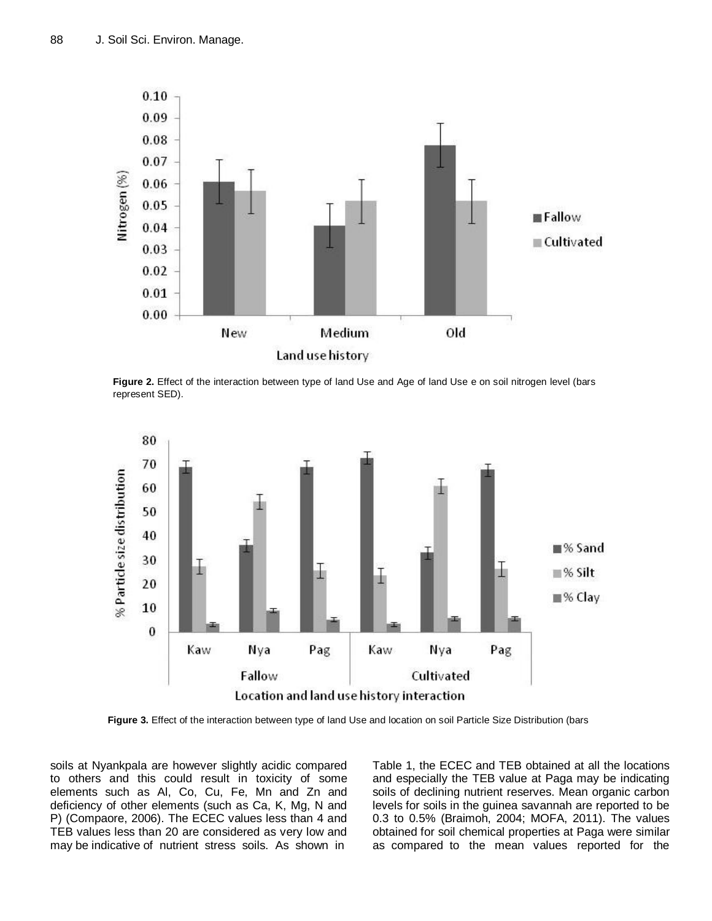**Figure 2.** Effect of the interaction between type of land Use and Age of land Use e on soil nitrogen level (bars represent SED).

**Figure 3.** Effect of the interaction between type of land Use and location on soil Particle Size Distribution (bars

soils at Nyankpala are however slightly acidic compared to others and this could result in toxicity of some elements such as Al, Co, Cu, Fe, Mn and Zn and deficiency of other elements (such as Ca, K, Mg, N and P) (Compaore, 2006). The ECEC values less than 4 and TEB values less than 20 are considered as very low and may be indicative of nutrient stress soils. As shown in Table 1, the ECEC and TEB obtained at all the locations and especially the TEB value at Paga may be indicating soils of declining nutrient reserves. Mean organic carbon levels for soils in the guinea savannah are reported to be 0.3 to 0.5% (Braimoh, 2004; MOFA, 2011). The values obtained for soil chemical properties at Paga were similar as compared to the mean values reported for the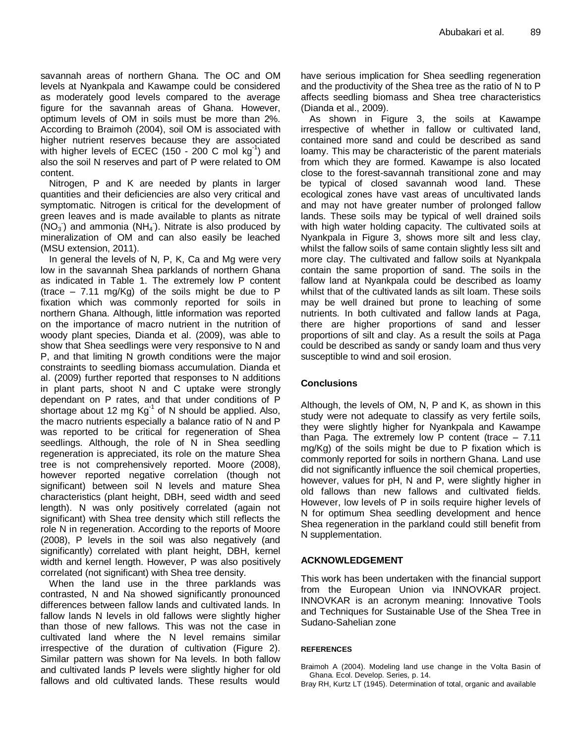savannah areas of northern Ghana. The OC and OM levels at Nyankpala and Kawampe could be considered as moderately good levels compared to the average figure for the savannah areas of Ghana. However, optimum levels of OM in soils must be more than 2%. According to Braimoh (2004), soil OM is associated with higher nutrient reserves because they are associated with higher levels of ECEC (150 - 200 C mol $kg^{-1}$) and also the soil N reserves and part of P were related to OM content.

Nitrogen, P and K are needed by plants in larger quantities and their deficiencies are also very critical and symptomatic. Nitrogen is critical for the development of green leaves and is made available to plants as nitrate ($NO_3^-$) and ammonia ($NH_4^-$). Nitrate is also produced by mineralization of OM and can also easily be leached (MSU extension, 2011).

In general the levels of N, P, K, Ca and Mg were very low in the savannah Shea parklands of northern Ghana as indicated in Table 1. The extremely low P content (trace – 7.11 mg/Kg) of the soils might be due to P fixation which was commonly reported for soils in northern Ghana. Although, little information was reported on the importance of macro nutrient in the nutrition of woody plant species, Dianda et al. (2009), was able to show that Shea seedlings were very responsive to N and P, and that limiting N growth conditions were the major constraints to seedling biomass accumulation. Dianda et al. (2009) further reported that responses to N additions in plant parts, shoot N and C uptake were strongly dependant on P rates, and that under conditions of P shortage about 12 mg $Kg^{-1}$ of N should be applied. Also, the macro nutrients especially a balance ratio of N and P was reported to be critical for regeneration of Shea seedlings. Although, the role of N in Shea seedling regeneration is appreciated, its role on the mature Shea tree is not comprehensively reported. Moore (2008), however reported negative correlation (though not significant) between soil N levels and mature Shea characteristics (plant height, DBH, seed width and seed length). N was only positively correlated (again not significant) with Shea tree density which still reflects the role N in regeneration. According to the reports of Moore (2008), P levels in the soil was also negatively (and significantly) correlated with plant height, DBH, kernel width and kernel length. However, P was also positively correlated (not significant) with Shea tree density.

When the land use in the three parklands was contrasted, N and Na showed significantly pronounced differences between fallow lands and cultivated lands. In fallow lands N levels in old fallows were slightly higher than those of new fallows. This was not the case in cultivated land where the N level remains similar irrespective of the duration of cultivation (Figure 2). Similar pattern was shown for Na levels. In both fallow and cultivated lands P levels were slightly higher for old fallows and old cultivated lands. These results would have serious implication for Shea seedling regeneration and the productivity of the Shea tree as the ratio of N to P affects seedling biomass and Shea tree characteristics (Dianda et al., 2009).

As shown in Figure 3, the soils at Kawampe irrespective of whether in fallow or cultivated land, contained more sand and could be described as sand loamy. This may be characteristic of the parent materials from which they are formed. Kawampe is also located close to the forest-savannah transitional zone and may be typical of closed savannah wood land. These ecological zones have vast areas of uncultivated lands and may not have greater number of prolonged fallow lands. These soils may be typical of well drained soils with high water holding capacity. The cultivated soils at Nyankpala in Figure 3, shows more silt and less clay, whilst the fallow soils of same contain slightly less silt and more clay. The cultivated and fallow soils at Nyankpala contain the same proportion of sand. The soils in the fallow land at Nyankpala could be described as loamy whilst that of the cultivated lands as silt loam. These soils may be well drained but prone to leaching of some nutrients. In both cultivated and fallow lands at Paga, there are higher proportions of sand and lesser proportions of silt and clay. As a result the soils at Paga could be described as sandy or sandy loam and thus very susceptible to wind and soil erosion.

## Conclusions

Although, the levels of OM, N, P and K, as shown in this study were not adequate to classify as very fertile soils, they were slightly higher for Nyankpala and Kawampe than Paga. The extremely low P content (trace – 7.11 mg/Kg) of the soils might be due to P fixation which is commonly reported for soils in northern Ghana. Land use did not significantly influence the soil chemical properties, however, values for pH, N and P, were slightly higher in old fallows than new fallows and cultivated fields. However, low levels of P in soils require higher levels of N for optimum Shea seedling development and hence Shea regeneration in the parkland could still benefit from N supplementation.

## ACKNOWLEDGEMENT

This work has been undertaken with the financial support from the European Union via INNOVKAR project. INNOVKAR is an acronym meaning: Innovative Tools and Techniques for Sustainable Use of the Shea Tree in Sudano-Sahelian zone

## REFERENCES

Braimoh A (2004). Modeling land use change in the Volta Basin of Ghana. Ecol. Develop. Series, p. 14.

Bray RH, Kurtz LT (1945). Determination of total, organic and available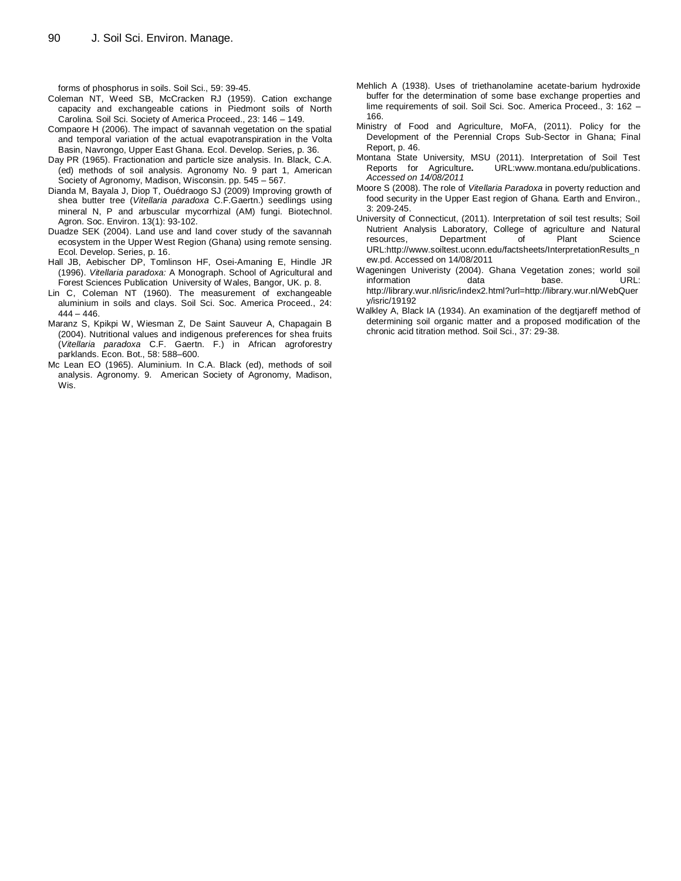forms of phosphorus in soils. Soil Sci., 59: 39-45.

Coleman NT, Weed SB, McCracken RJ (1959). Cation exchange capacity and exchangeable cations in Piedmont soils of North Carolina. Soil Sci. Society of America Proceed., 23: 146 – 149.

Compaore H (2006). The impact of savannah vegetation on the spatial and temporal variation of the actual evapotranspiration in the Volta Basin, Navrongo, Upper East Ghana. Ecol. Develop. Series, p. 36.

Day PR (1965). Fractionation and particle size analysis. In. Black, C.A. (ed) methods of soil analysis. Agronomy No. 9 part 1, American Society of Agronomy, Madison, Wisconsin. pp. 545 – 567.

Dianda M, Bayala J, Diop T, Ouédraogo SJ (2009) Improving growth of shea butter tree (*Vitellaria paradoxa* C.F.Gaertn.) seedlings using mineral N, P and arbuscular mycorrhizal (AM) fungi. Biotechnol. Agron. Soc. Environ. 13(1): 93-102.

Duadze SEK (2004). Land use and land cover study of the savannah ecosystem in the Upper West Region (Ghana) using remote sensing. Ecol. Develop. Series, p. 16.

Hall JB, Aebischer DP, Tomlinson HF, Osei-Amaning E, Hindle JR (1996). *Vitellaria paradoxa:* A Monograph. School of Agricultural and Forest Sciences Publication University of Wales, Bangor, UK. p. 8.

Lin C, Coleman NT (1960). The measurement of exchangeable aluminium in soils and clays. Soil Sci. Soc. America Proceed., 24: 444 – 446.

Maranz S, Kpikpi W, Wiesman Z, De Saint Sauveur A, Chapagain B (2004). Nutritional values and indigenous preferences for shea fruits (*Vitellaria paradoxa* C.F. Gaertn. F.) in African agroforestry parklands. Econ. Bot., 58: 588–600.

Mc Lean EO (1965). Aluminium. In C.A. Black (ed), methods of soil analysis. Agronomy. 9. American Society of Agronomy, Madison, Wis.

Mehlich A (1938). Uses of triethanolamine acetate-barium hydroxide buffer for the determination of some base exchange properties and lime requirements of soil. Soil Sci. Soc. America Proceed., 3: 162 – 166.

Ministry of Food and Agriculture, MoFA, (2011). Policy for the Development of the Perennial Crops Sub-Sector in Ghana; Final Report, p. 46.

Montana State University, MSU (2011). Interpretation of Soil Test Reports for Agriculture**.** URL:www.montana.edu/publications. *Accessed on 14/08/2011*

Moore S (2008). The role of *Vitellaria Paradoxa* in poverty reduction and food security in the Upper East region of Ghana. Earth and Environ., 3: 209-245.

University of Connecticut, (2011). Interpretation of soil test results; Soil Nutrient Analysis Laboratory, College of agriculture and Natural resources, Department of Plant Science URL:http://www.soiltest.uconn.edu/factsheets/InterpretationResults_new.pd. Accessed on 14/08/2011

Wageningen Univeristy (2004). Ghana Vegetation zones; world soil information data base. URL: http://library.wur.nl/isric/index2.html?url=http://library.wur.nl/WebQuery/isric/19192

Walkley A, Black IA (1934). An examination of the degtjareff method of determining soil organic matter and a proposed modification of the chronic acid titration method. Soil Sci., 37: 29-38.